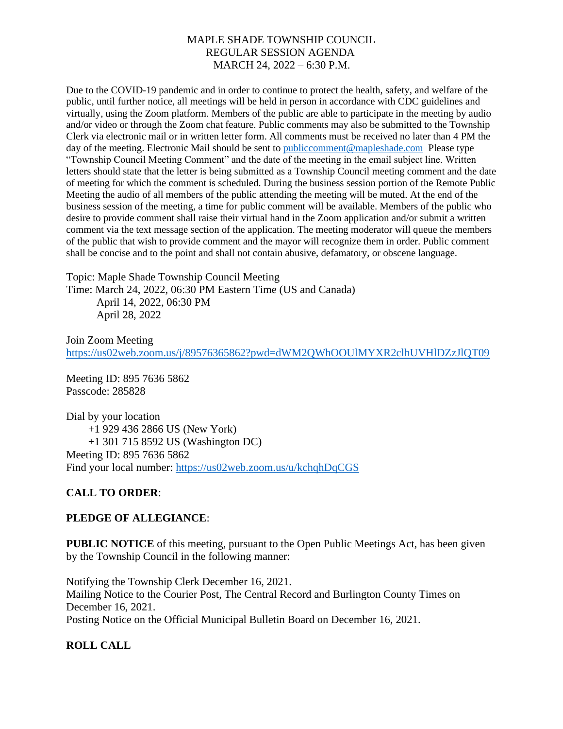MAPLE SHADE TOWNSHIP COUNCIL
REGULAR SESSION AGENDA
MARCH 24, 2022 – 6:30 P.M.

Due to the COVID-19 pandemic and in order to continue to protect the health, safety, and welfare of the public, until further notice, all meetings will be held in person in accordance with CDC guidelines and virtually, using the Zoom platform. Members of the public are able to participate in the meeting by audio and/or video or through the Zoom chat feature. Public comments may also be submitted to the Township Clerk via electronic mail or in written letter form. All comments must be received no later than 4 PM the day of the meeting. Electronic Mail should be sent to publiccomment@mapleshade.com Please type "Township Council Meeting Comment" and the date of the meeting in the email subject line. Written letters should state that the letter is being submitted as a Township Council meeting comment and the date of meeting for which the comment is scheduled. During the business session portion of the Remote Public Meeting the audio of all members of the public attending the meeting will be muted. At the end of the business session of the meeting, a time for public comment will be available. Members of the public who desire to provide comment shall raise their virtual hand in the Zoom application and/or submit a written comment via the text message section of the application. The meeting moderator will queue the members of the public that wish to provide comment and the mayor will recognize them in order. Public comment shall be concise and to the point and shall not contain abusive, defamatory, or obscene language.

Topic: Maple Shade Township Council Meeting
Time: March 24, 2022, 06:30 PM Eastern Time (US and Canada)
April 14, 2022, 06:30 PM
April 28, 2022

Join Zoom Meeting
https://us02web.zoom.us/j/89576365862?pwd=dWM2QWhOOUlMYXR2clhUVHlDZzJlQT09

Meeting ID: 895 7636 5862
Passcode: 285828

Dial by your location
+1 929 436 2866 US (New York)
+1 301 715 8592 US (Washington DC)
Meeting ID: 895 7636 5862
Find your local number: https://us02web.zoom.us/u/kchqhDqCGS

**CALL TO ORDER**:

**PLEDGE OF ALLEGIANCE**:

**PUBLIC NOTICE** of this meeting, pursuant to the Open Public Meetings Act, has been given by the Township Council in the following manner:

Notifying the Township Clerk December 16, 2021.
Mailing Notice to the Courier Post, The Central Record and Burlington County Times on December 16, 2021.
Posting Notice on the Official Municipal Bulletin Board on December 16, 2021.

**ROLL CALL**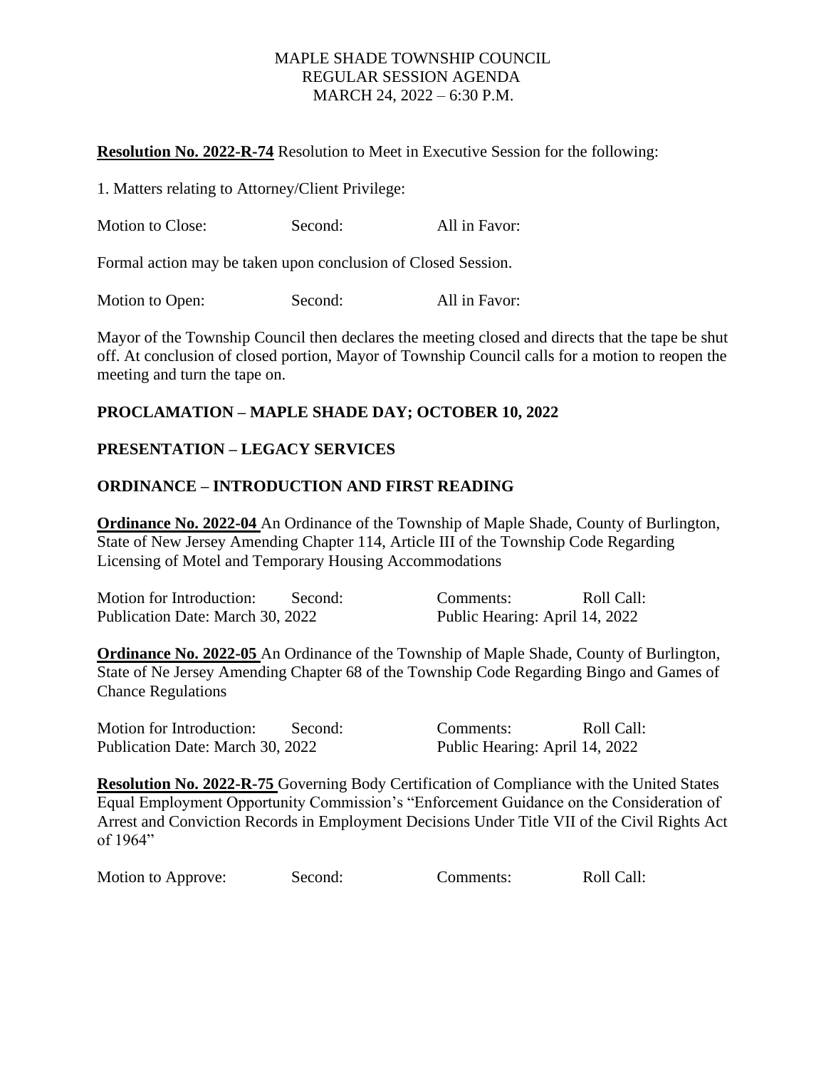MAPLE SHADE TOWNSHIP COUNCIL
REGULAR SESSION AGENDA
MARCH 24, 2022 – 6:30 P.M.

**Resolution No. 2022-R-74** Resolution to Meet in Executive Session for the following:

1. Matters relating to Attorney/Client Privilege:

Motion to Close: Second: All in Favor:

Formal action may be taken upon conclusion of Closed Session.

Motion to Open: Second: All in Favor:

Mayor of the Township Council then declares the meeting closed and directs that the tape be shut off. At conclusion of closed portion, Mayor of Township Council calls for a motion to reopen the meeting and turn the tape on.

**PROCLAMATION – MAPLE SHADE DAY; OCTOBER 10, 2022**

**PRESENTATION – LEGACY SERVICES**

**ORDINANCE – INTRODUCTION AND FIRST READING**

**Ordinance No. 2022-04** An Ordinance of the Township of Maple Shade, County of Burlington, State of New Jersey Amending Chapter 114, Article III of the Township Code Regarding Licensing of Motel and Temporary Housing Accommodations

Motion for Introduction: Second: Comments: Roll Call:
Publication Date: March 30, 2022 Public Hearing: April 14, 2022

**Ordinance No. 2022-05** An Ordinance of the Township of Maple Shade, County of Burlington, State of Ne Jersey Amending Chapter 68 of the Township Code Regarding Bingo and Games of Chance Regulations

Motion for Introduction: Second: Comments: Roll Call:
Publication Date: March 30, 2022 Public Hearing: April 14, 2022

**Resolution No. 2022-R-75** Governing Body Certification of Compliance with the United States Equal Employment Opportunity Commission's "Enforcement Guidance on the Consideration of Arrest and Conviction Records in Employment Decisions Under Title VII of the Civil Rights Act of 1964"

Motion to Approve: Second: Comments: Roll Call: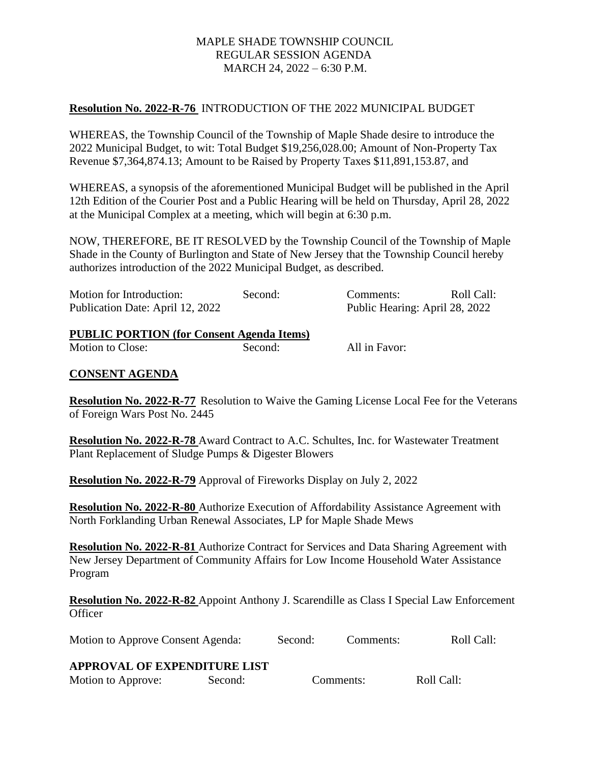MAPLE SHADE TOWNSHIP COUNCIL
REGULAR SESSION AGENDA
MARCH 24, 2022 – 6:30 P.M.

**Resolution No. 2022-R-76** INTRODUCTION OF THE 2022 MUNICIPAL BUDGET

WHEREAS, the Township Council of the Township of Maple Shade desire to introduce the 2022 Municipal Budget, to wit: Total Budget $19,256,028.00; Amount of Non-Property Tax Revenue $7,364,874.13; Amount to be Raised by Property Taxes $11,891,153.87, and

WHEREAS, a synopsis of the aforementioned Municipal Budget will be published in the April 12th Edition of the Courier Post and a Public Hearing will be held on Thursday, April 28, 2022 at the Municipal Complex at a meeting, which will begin at 6:30 p.m.

NOW, THEREFORE, BE IT RESOLVED by the Township Council of the Township of Maple Shade in the County of Burlington and State of New Jersey that the Township Council hereby authorizes introduction of the 2022 Municipal Budget, as described.

Motion for Introduction: Second: Comments: Roll Call:
Publication Date: April 12, 2022 Public Hearing: April 28, 2022

**PUBLIC PORTION (for Consent Agenda Items)**
Motion to Close: Second: All in Favor:

**CONSENT AGENDA**

**Resolution No. 2022-R-77** Resolution to Waive the Gaming License Local Fee for the Veterans of Foreign Wars Post No. 2445

**Resolution No. 2022-R-78** Award Contract to A.C. Schultes, Inc. for Wastewater Treatment Plant Replacement of Sludge Pumps & Digester Blowers

**Resolution No. 2022-R-79** Approval of Fireworks Display on July 2, 2022

**Resolution No. 2022-R-80** Authorize Execution of Affordability Assistance Agreement with North Forklanding Urban Renewal Associates, LP for Maple Shade Mews

**Resolution No. 2022-R-81** Authorize Contract for Services and Data Sharing Agreement with New Jersey Department of Community Affairs for Low Income Household Water Assistance Program

**Resolution No. 2022-R-82** Appoint Anthony J. Scarendille as Class I Special Law Enforcement Officer

Motion to Approve Consent Agenda: Second: Comments: Roll Call:

**APPROVAL OF EXPENDITURE LIST**
Motion to Approve: Second: Comments: Roll Call: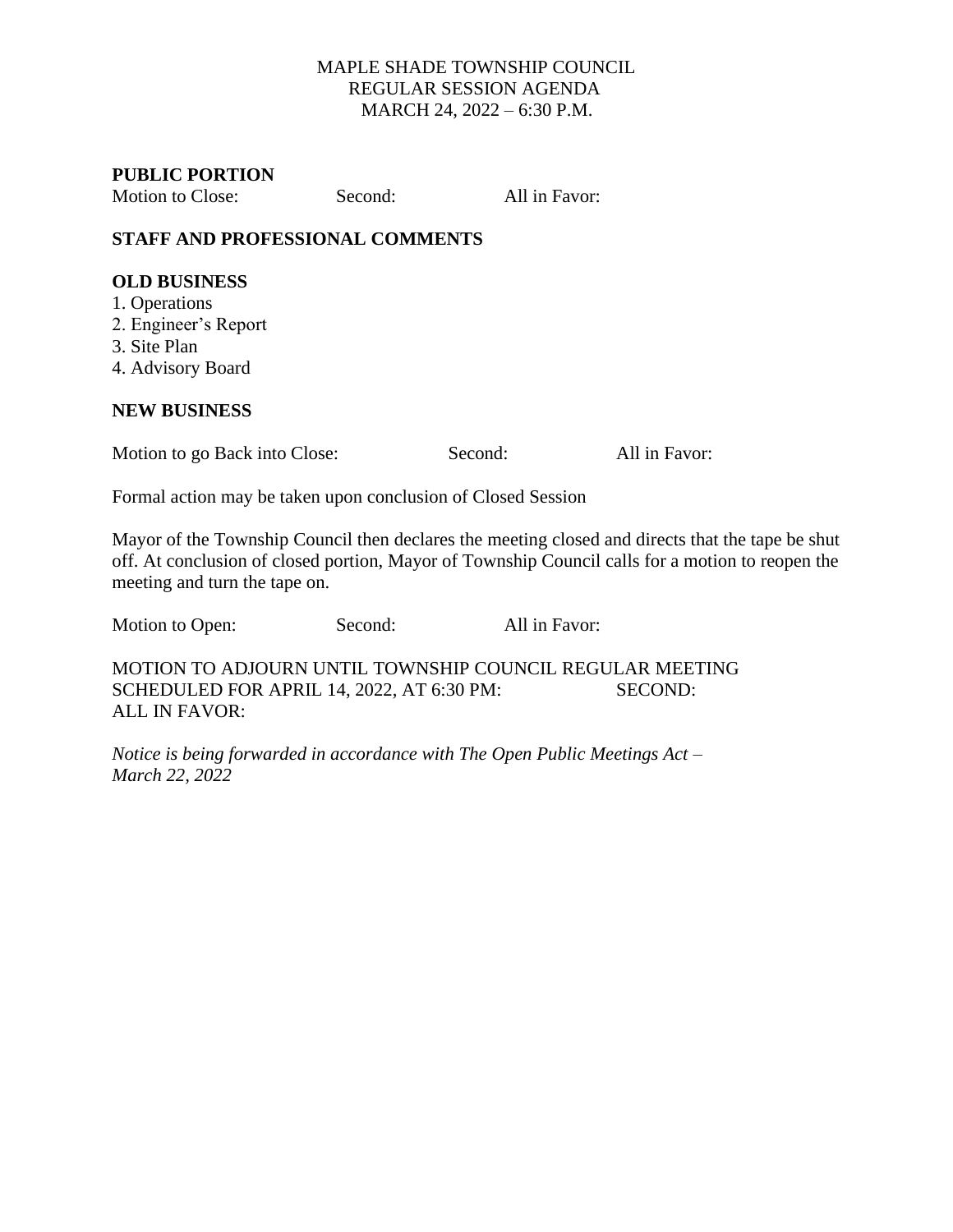MAPLE SHADE TOWNSHIP COUNCIL
REGULAR SESSION AGENDA
MARCH 24, 2022 – 6:30 P.M.

**PUBLIC PORTION**

Motion to Close: Second: All in Favor:

**STAFF AND PROFESSIONAL COMMENTS**

**OLD BUSINESS**

1. Operations
2. Engineer's Report
3. Site Plan
4. Advisory Board

**NEW BUSINESS**

Motion to go Back into Close: Second: All in Favor:

Formal action may be taken upon conclusion of Closed Session

Mayor of the Township Council then declares the meeting closed and directs that the tape be shut off. At conclusion of closed portion, Mayor of Township Council calls for a motion to reopen the meeting and turn the tape on.

Motion to Open: Second: All in Favor:

MOTION TO ADJOURN UNTIL TOWNSHIP COUNCIL REGULAR MEETING SCHEDULED FOR APRIL 14, 2022, AT 6:30 PM: SECOND:
ALL IN FAVOR:

*Notice is being forwarded in accordance with The Open Public Meetings Act – March 22, 2022*